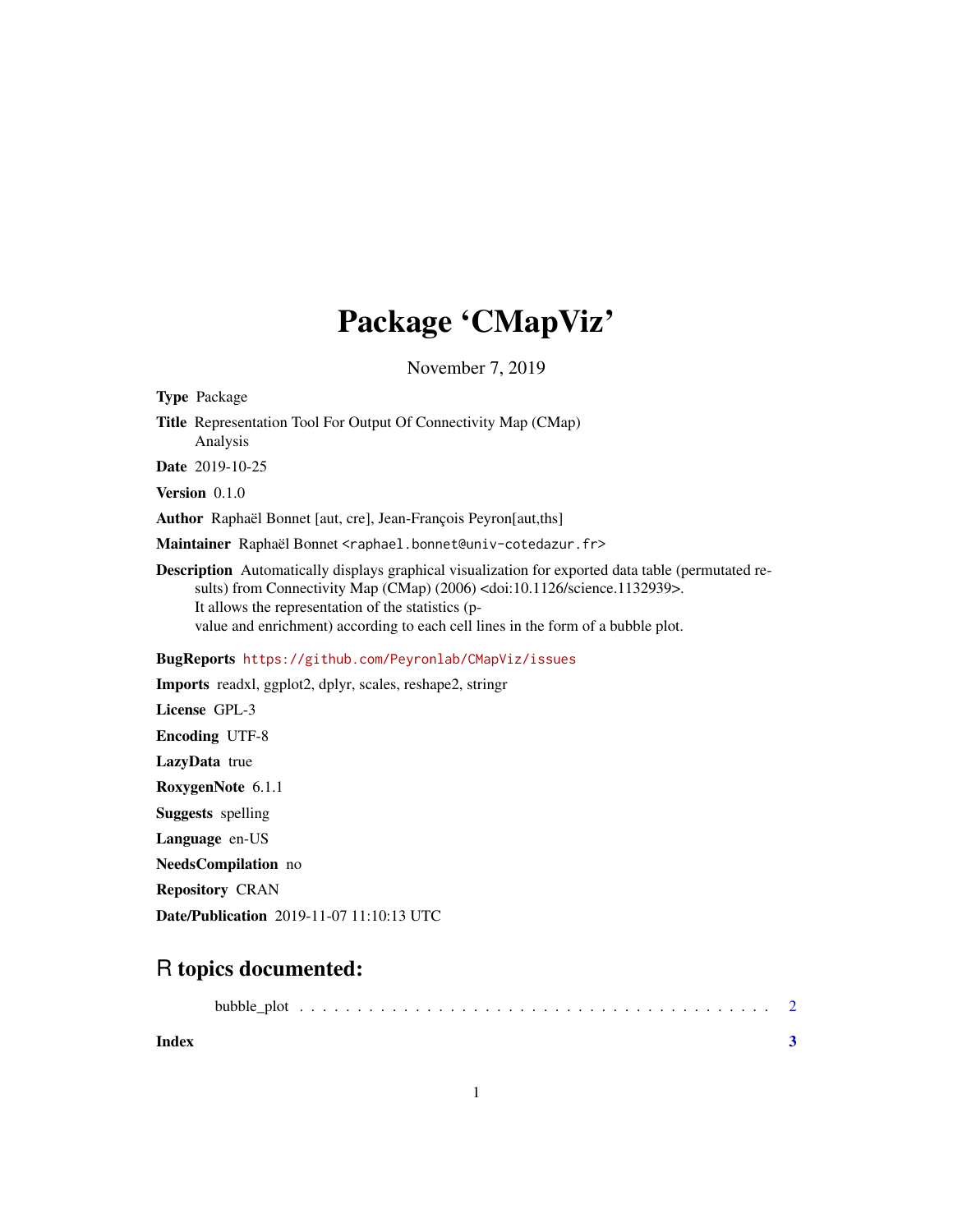# Package 'CMapViz'

November 7, 2019

**Type** Package

**Title** Representation Tool For Output Of Connectivity Map (CMap) Analysis

**Date** 2019-10-25

**Version** 0.1.0

**Author** Raphaël Bonnet [aut, cre], Jean-François Peyron[aut,ths]

**Maintainer** Raphaël Bonnet <raphael.bonnet@univ-cotedazur.fr>

**Description** Automatically displays graphical visualization for exported data table (permutated results) from Connectivity Map (CMap) (2006) <doi:10.1126/science.1132939>. It allows the representation of the statistics (p-value and enrichment) according to each cell lines in the form of a bubble plot.

**BugReports** https://github.com/Peyronlab/CMapViz/issues

**Imports** readxl, ggplot2, dplyr, scales, reshape2, stringr

**License** GPL-3

**Encoding** UTF-8

**LazyData** true

**RoxygenNote** 6.1.1

**Suggests** spelling

**Language** en-US

**NeedsCompilation** no

**Repository** CRAN

**Date/Publication** 2019-11-07 11:10:13 UTC

## R topics documented:

bubble_plot . . . . . . . . . . . . . . . . . . . . . . . . . . . . . . . . . . . . . . . . 2

**Index** **3**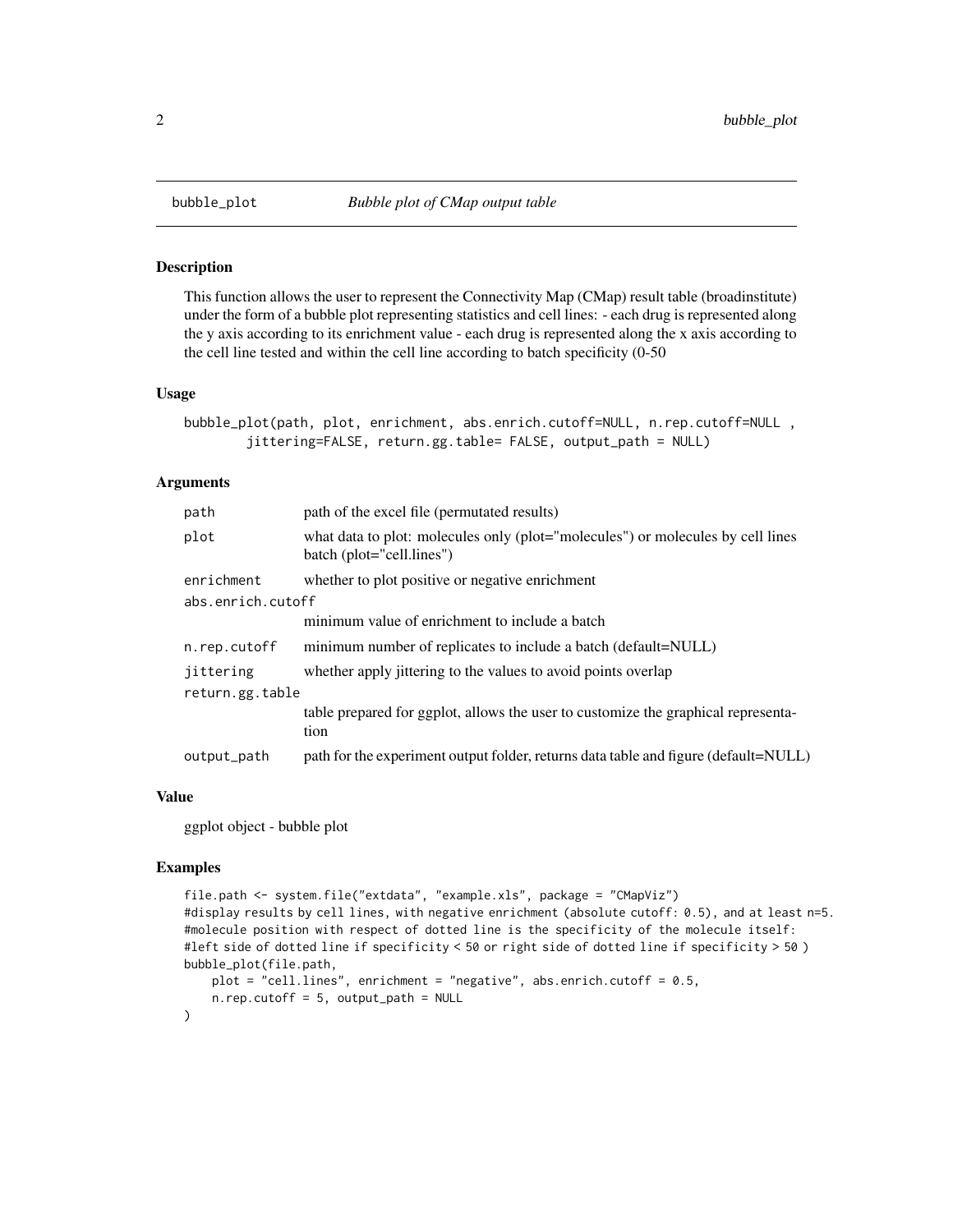## bubble_plot — *Bubble plot of CMap output table*

### Description

This function allows the user to represent the Connectivity Map (CMap) result table (broadinstitute) under the form of a bubble plot representing statistics and cell lines: - each drug is represented along the y axis according to its enrichment value - each drug is represented along the x axis according to the cell line tested and within the cell line according to batch specificity (0-50

### Usage

```
bubble_plot(path, plot, enrichment, abs.enrich.cutoff=NULL, n.rep.cutoff=NULL ,
        jittering=FALSE, return.gg.table= FALSE, output_path = NULL)
```

### Arguments

| Argument | Description |
|---|---|
| `path` | path of the excel file (permutated results) |
| `plot` | what data to plot: molecules only (plot="molecules") or molecules by cell lines batch (plot="cell.lines") |
| `enrichment` | whether to plot positive or negative enrichment |
| `abs.enrich.cutoff` | minimum value of enrichment to include a batch |
| `n.rep.cutoff` | minimum number of replicates to include a batch (default=NULL) |
| `jittering` | whether apply jittering to the values to avoid points overlap |
| `return.gg.table` | table prepared for ggplot, allows the user to customize the graphical representation |
| `output_path` | path for the experiment output folder, returns data table and figure (default=NULL) |

### Value

ggplot object - bubble plot

### Examples

```
file.path <- system.file("extdata", "example.xls", package = "CMapViz")
#display results by cell lines, with negative enrichment (absolute cutoff: 0.5), and at least n=5.
#molecule position with respect of dotted line is the specificity of the molecule itself:
#left side of dotted line if specificity < 50 or right side of dotted line if specificity > 50 )
bubble_plot(file.path,
    plot = "cell.lines", enrichment = "negative", abs.enrich.cutoff = 0.5,
    n.rep.cutoff = 5, output_path = NULL
)
```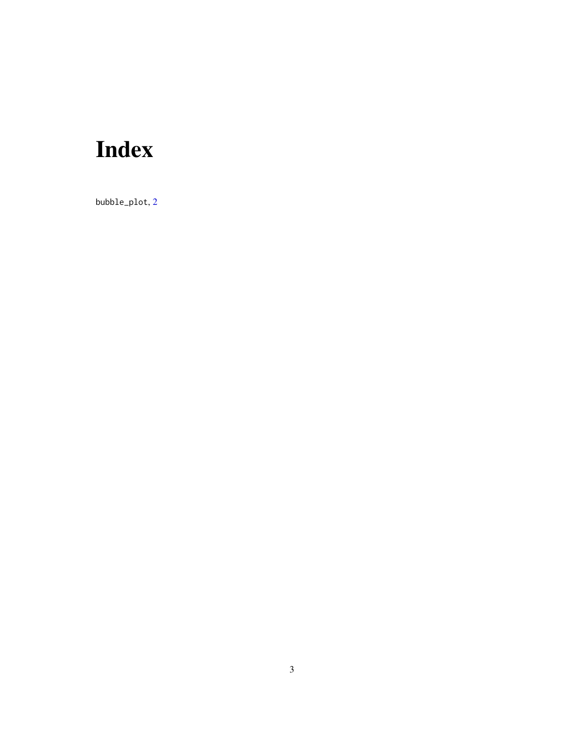# Index

bubble_plot, 2